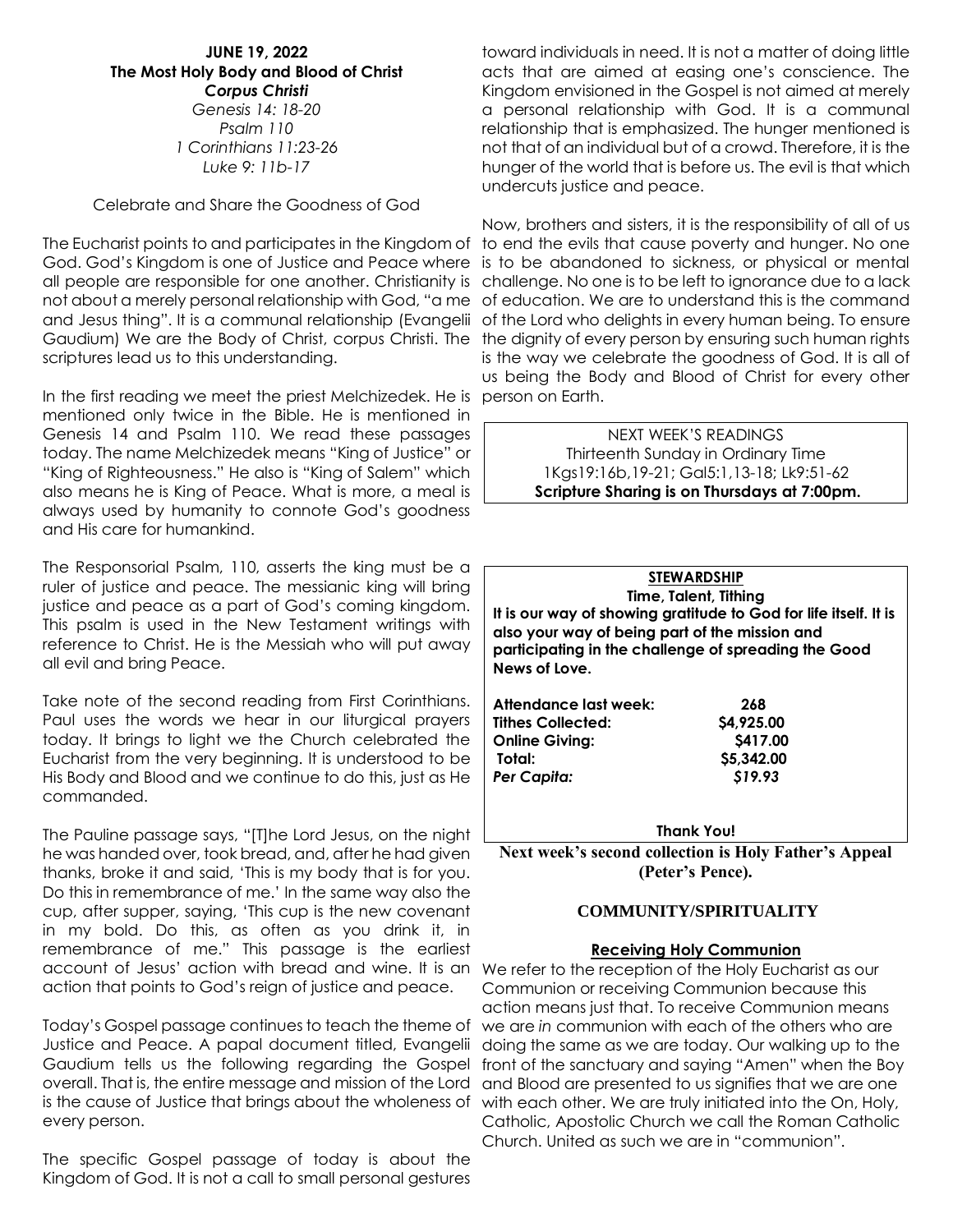**JUNE 19, 2022**
**The Most Holy Body and Blood of Christ**
***Corpus Christi***
*Genesis 14: 18-20*
*Psalm 110*
*1 Corinthians 11:23-26*
*Luke 9: 11b-17*

Celebrate and Share the Goodness of God

The Eucharist points to and participates in the Kingdom of God. God's Kingdom is one of Justice and Peace where all people are responsible for one another. Christianity is not about a merely personal relationship with God, "a me and Jesus thing". It is a communal relationship (Evangelii Gaudium) We are the Body of Christ, corpus Christi. The scriptures lead us to this understanding.

In the first reading we meet the priest Melchizedek. He is mentioned only twice in the Bible. He is mentioned in Genesis 14 and Psalm 110. We read these passages today. The name Melchizedek means "King of Justice" or "King of Righteousness." He also is "King of Salem" which also means he is King of Peace. What is more, a meal is always used by humanity to connote God's goodness and His care for humankind.

The Responsorial Psalm, 110, asserts the king must be a ruler of justice and peace. The messianic king will bring justice and peace as a part of God's coming kingdom. This psalm is used in the New Testament writings with reference to Christ. He is the Messiah who will put away all evil and bring Peace.

Take note of the second reading from First Corinthians. Paul uses the words we hear in our liturgical prayers today. It brings to light we the Church celebrated the Eucharist from the very beginning. It is understood to be His Body and Blood and we continue to do this, just as He commanded.

The Pauline passage says, "[T]he Lord Jesus, on the night he was handed over, took bread, and, after he had given thanks, broke it and said, 'This is my body that is for you. Do this in remembrance of me.' In the same way also the cup, after supper, saying, 'This cup is the new covenant in my bold. Do this, as often as you drink it, in remembrance of me." This passage is the earliest account of Jesus' action with bread and wine. It is an action that points to God's reign of justice and peace.

Today's Gospel passage continues to teach the theme of Justice and Peace. A papal document titled, Evangelii Gaudium tells us the following regarding the Gospel overall. That is, the entire message and mission of the Lord is the cause of Justice that brings about the wholeness of every person.

The specific Gospel passage of today is about the Kingdom of God. It is not a call to small personal gestures toward individuals in need. It is not a matter of doing little acts that are aimed at easing one's conscience. The Kingdom envisioned in the Gospel is not aimed at merely a personal relationship with God. It is a communal relationship that is emphasized. The hunger mentioned is not that of an individual but of a crowd. Therefore, it is the hunger of the world that is before us. The evil is that which undercuts justice and peace.

Now, brothers and sisters, it is the responsibility of all of us to end the evils that cause poverty and hunger. No one is to be abandoned to sickness, or physical or mental challenge. No one is to be left to ignorance due to a lack of education. We are to understand this is the command of the Lord who delights in every human being. To ensure the dignity of every person by ensuring such human rights is the way we celebrate the goodness of God. It is all of us being the Body and Blood of Christ for every other person on Earth.

NEXT WEEK'S READINGS
Thirteenth Sunday in Ordinary Time
1Kgs19:16b,19-21; Gal5:1,13-18; Lk9:51-62
**Scripture Sharing is on Thursdays at 7:00pm.**

**STEWARDSHIP**
**Time, Talent, Tithing**
**It is our way of showing gratitude to God for life itself. It is also your way of being part of the mission and participating in the challenge of spreading the Good News of Love.**

| | |
|---|---|
| **Attendance last week:** | **268** |
| **Tithes Collected:** | **$4,925.00** |
| **Online Giving:** | **$417.00** |
| **Total:** | **$5,342.00** |
| ***Per Capita:*** | ***$19.93*** |

**Thank You!**

**Next week's second collection is Holy Father's Appeal (Peter's Pence).**

## COMMUNITY/SPIRITUALITY

### Receiving Holy Communion

We refer to the reception of the Holy Eucharist as our Communion or receiving Communion because this action means just that. To receive Communion means we are *in* communion with each of the others who are doing the same as we are today. Our walking up to the front of the sanctuary and saying "Amen" when the Boy and Blood are presented to us signifies that we are one with each other. We are truly initiated into the On, Holy, Catholic, Apostolic Church we call the Roman Catholic Church. United as such we are in "communion".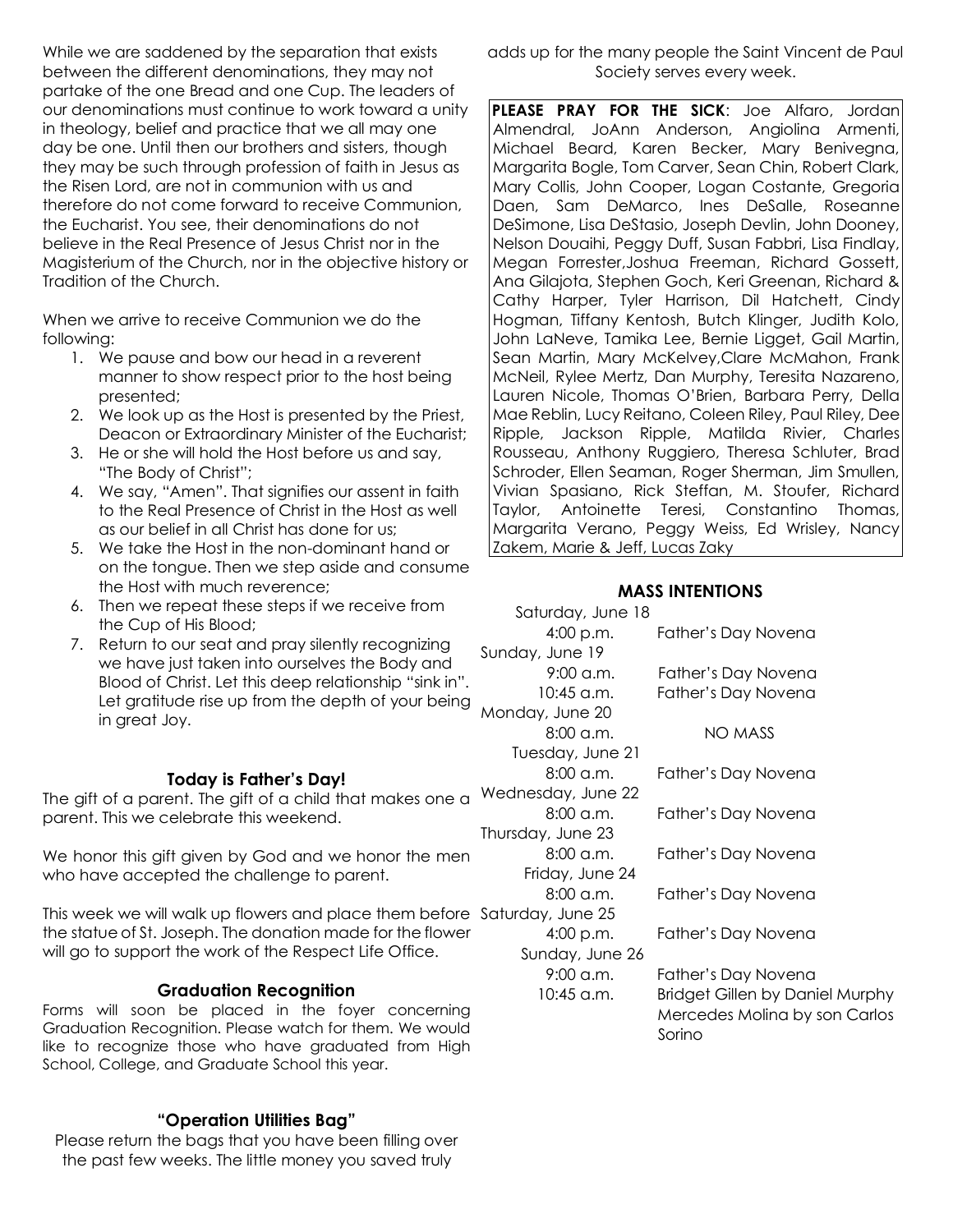While we are saddened by the separation that exists between the different denominations, they may not partake of the one Bread and one Cup. The leaders of our denominations must continue to work toward a unity in theology, belief and practice that we all may one day be one. Until then our brothers and sisters, though they may be such through profession of faith in Jesus as the Risen Lord, are not in communion with us and therefore do not come forward to receive Communion, the Eucharist. You see, their denominations do not believe in the Real Presence of Jesus Christ nor in the Magisterium of the Church, nor in the objective history or Tradition of the Church.

When we arrive to receive Communion we do the following:

1. We pause and bow our head in a reverent manner to show respect prior to the host being presented;
2. We look up as the Host is presented by the Priest, Deacon or Extraordinary Minister of the Eucharist;
3. He or she will hold the Host before us and say, "The Body of Christ";
4. We say, "Amen". That signifies our assent in faith to the Real Presence of Christ in the Host as well as our belief in all Christ has done for us;
5. We take the Host in the non-dominant hand or on the tongue. Then we step aside and consume the Host with much reverence;
6. Then we repeat these steps if we receive from the Cup of His Blood;
7. Return to our seat and pray silently recognizing we have just taken into ourselves the Body and Blood of Christ. Let this deep relationship "sink in". Let gratitude rise up from the depth of your being in great Joy.

### Today is Father's Day!

The gift of a parent. The gift of a child that makes one a parent. This we celebrate this weekend.

We honor this gift given by God and we honor the men who have accepted the challenge to parent.

This week we will walk up flowers and place them before the statue of St. Joseph. The donation made for the flower will go to support the work of the Respect Life Office.

### Graduation Recognition

Forms will soon be placed in the foyer concerning Graduation Recognition. Please watch for them. We would like to recognize those who have graduated from High School, College, and Graduate School this year.

### "Operation Utilities Bag"

Please return the bags that you have been filling over the past few weeks. The little money you saved truly adds up for the many people the Saint Vincent de Paul Society serves every week.

**PLEASE PRAY FOR THE SICK**: Joe Alfaro, Jordan Almendral, JoAnn Anderson, Angiolina Armenti, Michael Beard, Karen Becker, Mary Benivegna, Margarita Bogle, Tom Carver, Sean Chin, Robert Clark, Mary Collis, John Cooper, Logan Costante, Gregoria Daen, Sam DeMarco, Ines DeSalle, Roseanne DeSimone, Lisa DeStasio, Joseph Devlin, John Dooney, Nelson Douaihi, Peggy Duff, Susan Fabbri, Lisa Findlay, Megan Forrester,Joshua Freeman, Richard Gossett, Ana Gilajota, Stephen Goch, Keri Greenan, Richard & Cathy Harper, Tyler Harrison, Dil Hatchett, Cindy Hogman, Tiffany Kentosh, Butch Klinger, Judith Kolo, John LaNeve, Tamika Lee, Bernie Ligget, Gail Martin, Sean Martin, Mary McKelvey,Clare McMahon, Frank McNeil, Rylee Mertz, Dan Murphy, Teresita Nazareno, Lauren Nicole, Thomas O'Brien, Barbara Perry, Della Mae Reblin, Lucy Reitano, Coleen Riley, Paul Riley, Dee Ripple, Jackson Ripple, Matilda Rivier, Charles Rousseau, Anthony Ruggiero, Theresa Schluter, Brad Schroder, Ellen Seaman, Roger Sherman, Jim Smullen, Vivian Spasiano, Rick Steffan, M. Stoufer, Richard Taylor, Antoinette Teresi, Constantino Thomas, Margarita Verano, Peggy Weiss, Ed Wrisley, Nancy Zakem, Marie & Jeff, Lucas Zaky

### MASS INTENTIONS

| | |
|---|---|
| **Saturday, June 18** | |
| 4:00 p.m. | Father's Day Novena |
| **Sunday, June 19** | |
| 9:00 a.m. | Father's Day Novena |
| 10:45 a.m. | Father's Day Novena |
| **Monday, June 20** | |
| 8:00 a.m. | NO MASS |
| **Tuesday, June 21** | |
| 8:00 a.m. | Father's Day Novena |
| **Wednesday, June 22** | |
| 8:00 a.m. | Father's Day Novena |
| **Thursday, June 23** | |
| 8:00 a.m. | Father's Day Novena |
| **Friday, June 24** | |
| 8:00 a.m. | Father's Day Novena |
| **Saturday, June 25** | |
| 4:00 p.m. | Father's Day Novena |
| **Sunday, June 26** | |
| 9:00 a.m. | Father's Day Novena |
| 10:45 a.m. | Bridget Gillen by Daniel Murphy<br>Mercedes Molina by son Carlos Sorino |